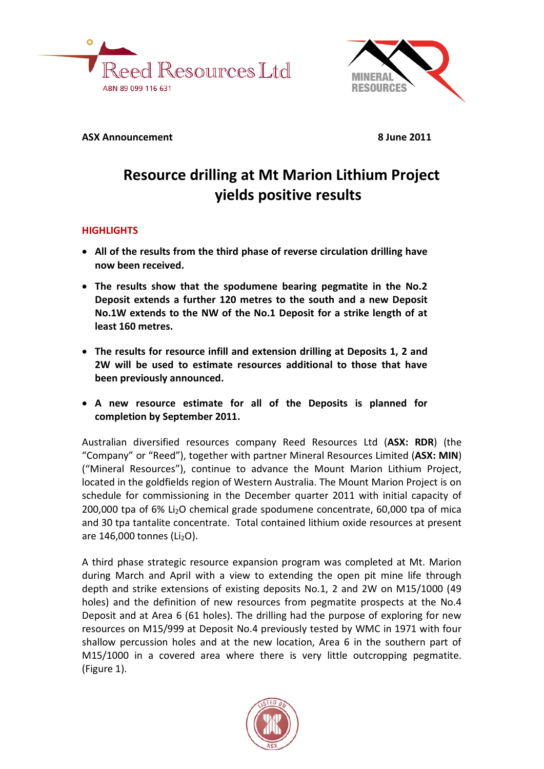Reed Resources Ltd
ABN 89 099 116 631

MINERAL RESOURCES

**ASX Announcement** **8 June 2011**

# Resource drilling at Mt Marion Lithium Project yields positive results

## HIGHLIGHTS

- **All of the results from the third phase of reverse circulation drilling have now been received.**
- **The results show that the spodumene bearing pegmatite in the No.2 Deposit extends a further 120 metres to the south and a new Deposit No.1W extends to the NW of the No.1 Deposit for a strike length of at least 160 metres.**
- **The results for resource infill and extension drilling at Deposits 1, 2 and 2W will be used to estimate resources additional to those that have been previously announced.**
- **A new resource estimate for all of the Deposits is planned for completion by September 2011.**

Australian diversified resources company Reed Resources Ltd (**ASX: RDR**) (the "Company" or "Reed"), together with partner Mineral Resources Limited (**ASX: MIN**) ("Mineral Resources"), continue to advance the Mount Marion Lithium Project, located in the goldfields region of Western Australia. The Mount Marion Project is on schedule for commissioning in the December quarter 2011 with initial capacity of 200,000 tpa of 6% $Li_2O$ chemical grade spodumene concentrate, 60,000 tpa of mica and 30 tpa tantalite concentrate. Total contained lithium oxide resources at present are 146,000 tonnes ($Li_2O$).

A third phase strategic resource expansion program was completed at Mt. Marion during March and April with a view to extending the open pit mine life through depth and strike extensions of existing deposits No.1, 2 and 2W on M15/1000 (49 holes) and the definition of new resources from pegmatite prospects at the No.4 Deposit and at Area 6 (61 holes). The drilling had the purpose of exploring for new resources on M15/999 at Deposit No.4 previously tested by WMC in 1971 with four shallow percussion holes and at the new location, Area 6 in the southern part of M15/1000 in a covered area where there is very little outcropping pegmatite. (Figure 1).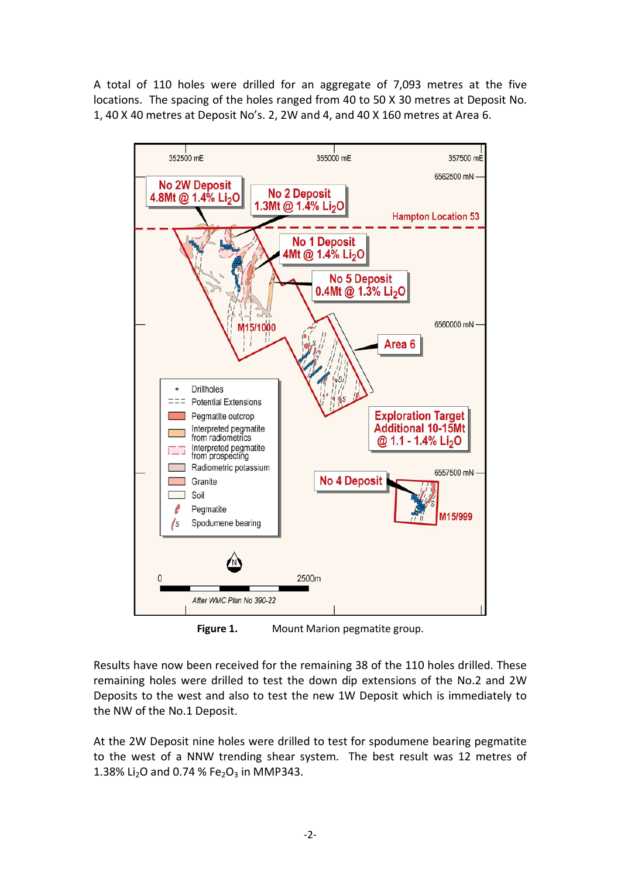A total of 110 holes were drilled for an aggregate of 7,093 metres at the five locations. The spacing of the holes ranged from 40 to 50 X 30 metres at Deposit No. 1, 40 X 40 metres at Deposit No's. 2, 2W and 4, and 40 X 160 metres at Area 6.

**Figure 1.** Mount Marion pegmatite group.

Results have now been received for the remaining 38 of the 110 holes drilled. These remaining holes were drilled to test the down dip extensions of the No.2 and 2W Deposits to the west and also to test the new 1W Deposit which is immediately to the NW of the No.1 Deposit.

At the 2W Deposit nine holes were drilled to test for spodumene bearing pegmatite to the west of a NNW trending shear system. The best result was 12 metres of 1.38% $Li_2O$ and 0.74 % $Fe_2O_3$ in MMP343.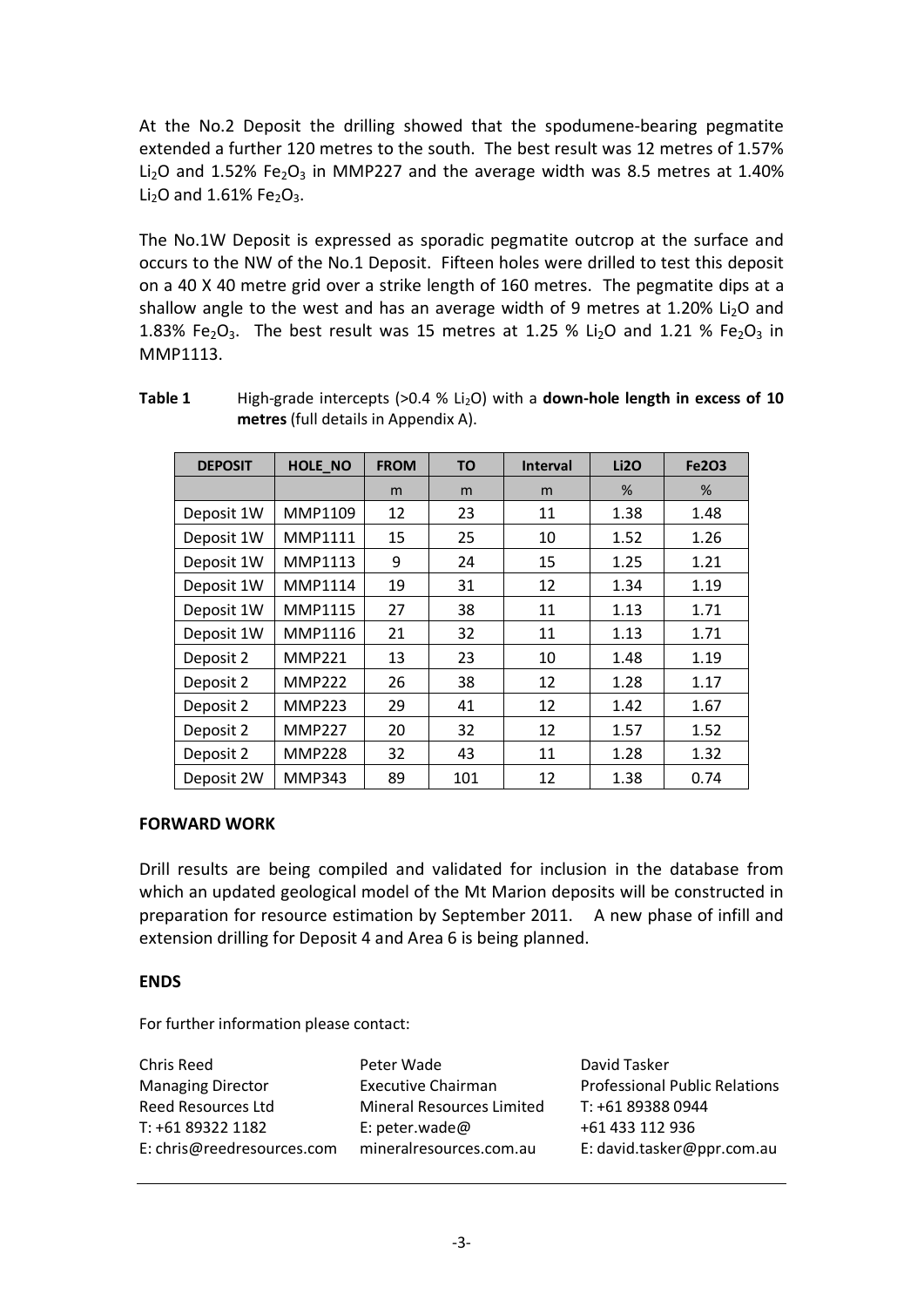At the No.2 Deposit the drilling showed that the spodumene-bearing pegmatite extended a further 120 metres to the south. The best result was 12 metres of 1.57% $Li_2O$ and 1.52% $Fe_2O_3$ in MMP227 and the average width was 8.5 metres at 1.40% $Li_2O$ and 1.61% $Fe_2O_3$.

The No.1W Deposit is expressed as sporadic pegmatite outcrop at the surface and occurs to the NW of the No.1 Deposit. Fifteen holes were drilled to test this deposit on a 40 X 40 metre grid over a strike length of 160 metres. The pegmatite dips at a shallow angle to the west and has an average width of 9 metres at 1.20% $Li_2O$ and 1.83% $Fe_2O_3$. The best result was 15 metres at 1.25 % $Li_2O$ and 1.21 % $Fe_2O_3$ in MMP1113.

**Table 1** High-grade intercepts (>0.4 % $Li_2O$) with a **down-hole length in excess of 10 metres** (full details in Appendix A).

| DEPOSIT | HOLE_NO | FROM | TO | Interval | Li2O | Fe2O3 |
|---|---|---|---|---|---|---|
| | | m | m | m | % | % |
| Deposit 1W | MMP1109 | 12 | 23 | 11 | 1.38 | 1.48 |
| Deposit 1W | MMP1111 | 15 | 25 | 10 | 1.52 | 1.26 |
| Deposit 1W | MMP1113 | 9 | 24 | 15 | 1.25 | 1.21 |
| Deposit 1W | MMP1114 | 19 | 31 | 12 | 1.34 | 1.19 |
| Deposit 1W | MMP1115 | 27 | 38 | 11 | 1.13 | 1.71 |
| Deposit 1W | MMP1116 | 21 | 32 | 11 | 1.13 | 1.71 |
| Deposit 2 | MMP221 | 13 | 23 | 10 | 1.48 | 1.19 |
| Deposit 2 | MMP222 | 26 | 38 | 12 | 1.28 | 1.17 |
| Deposit 2 | MMP223 | 29 | 41 | 12 | 1.42 | 1.67 |
| Deposit 2 | MMP227 | 20 | 32 | 12 | 1.57 | 1.52 |
| Deposit 2 | MMP228 | 32 | 43 | 11 | 1.28 | 1.32 |
| Deposit 2W | MMP343 | 89 | 101 | 12 | 1.38 | 0.74 |

**FORWARD WORK**

Drill results are being compiled and validated for inclusion in the database from which an updated geological model of the Mt Marion deposits will be constructed in preparation for resource estimation by September 2011. A new phase of infill and extension drilling for Deposit 4 and Area 6 is being planned.

**ENDS**

For further information please contact:

| Chris Reed | Peter Wade | David Tasker |
|---|---|---|
| Managing Director | Executive Chairman | Professional Public Relations |
| Reed Resources Ltd | Mineral Resources Limited | T: +61 89388 0944 |
| T: +61 89322 1182 | E: peter.wade@ | +61 433 112 936 |
| E: chris@reedresources.com | mineralresources.com.au | E: david.tasker@ppr.com.au |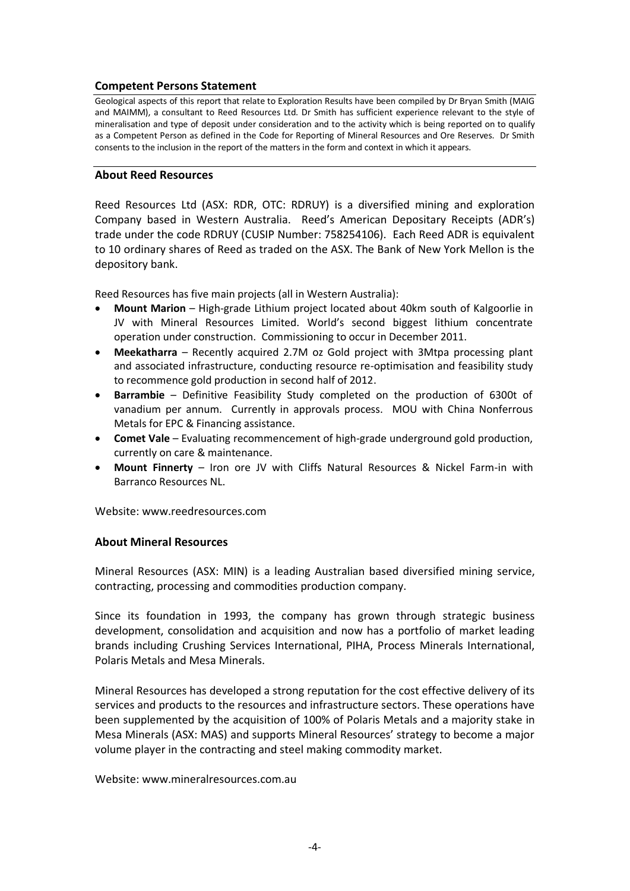## Competent Persons Statement

Geological aspects of this report that relate to Exploration Results have been compiled by Dr Bryan Smith (MAIG and MAIMM), a consultant to Reed Resources Ltd. Dr Smith has sufficient experience relevant to the style of mineralisation and type of deposit under consideration and to the activity which is being reported on to qualify as a Competent Person as defined in the Code for Reporting of Mineral Resources and Ore Reserves. Dr Smith consents to the inclusion in the report of the matters in the form and context in which it appears.

## About Reed Resources

Reed Resources Ltd (ASX: RDR, OTC: RDRUY) is a diversified mining and exploration Company based in Western Australia. Reed's American Depositary Receipts (ADR's) trade under the code RDRUY (CUSIP Number: 758254106). Each Reed ADR is equivalent to 10 ordinary shares of Reed as traded on the ASX. The Bank of New York Mellon is the depository bank.

Reed Resources has five main projects (all in Western Australia):

- **Mount Marion** – High-grade Lithium project located about 40km south of Kalgoorlie in JV with Mineral Resources Limited. World's second biggest lithium concentrate operation under construction. Commissioning to occur in December 2011.
- **Meekatharra** – Recently acquired 2.7M oz Gold project with 3Mtpa processing plant and associated infrastructure, conducting resource re-optimisation and feasibility study to recommence gold production in second half of 2012.
- **Barrambie** – Definitive Feasibility Study completed on the production of 6300t of vanadium per annum. Currently in approvals process. MOU with China Nonferrous Metals for EPC & Financing assistance.
- **Comet Vale** – Evaluating recommencement of high-grade underground gold production, currently on care & maintenance.
- **Mount Finnerty** – Iron ore JV with Cliffs Natural Resources & Nickel Farm-in with Barranco Resources NL.

Website: www.reedresources.com

## About Mineral Resources

Mineral Resources (ASX: MIN) is a leading Australian based diversified mining service, contracting, processing and commodities production company.

Since its foundation in 1993, the company has grown through strategic business development, consolidation and acquisition and now has a portfolio of market leading brands including Crushing Services International, PIHA, Process Minerals International, Polaris Metals and Mesa Minerals.

Mineral Resources has developed a strong reputation for the cost effective delivery of its services and products to the resources and infrastructure sectors. These operations have been supplemented by the acquisition of 100% of Polaris Metals and a majority stake in Mesa Minerals (ASX: MAS) and supports Mineral Resources' strategy to become a major volume player in the contracting and steel making commodity market.

Website: www.mineralresources.com.au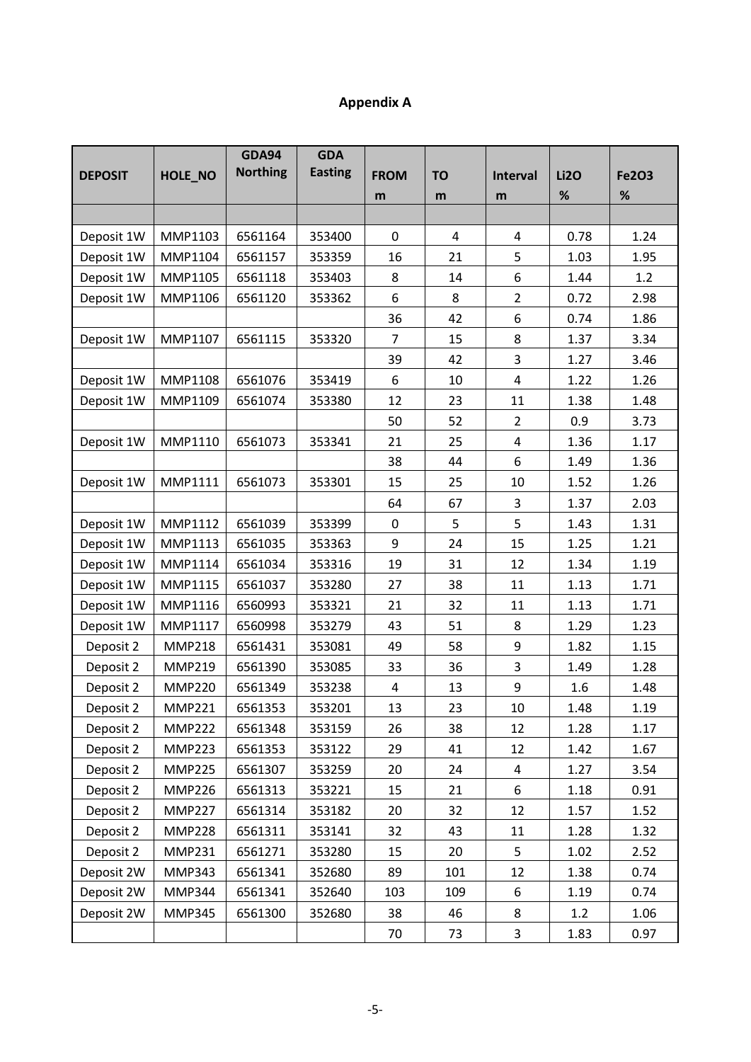## Appendix A

| DEPOSIT | HOLE_NO | GDA94 Northing | GDA Easting | FROM m | TO m | Interval m | Li2O % | Fe2O3 % |
|---|---|---|---|---|---|---|---|---|
| | | | | | | | | |
| Deposit 1W | MMP1103 | 6561164 | 353400 | 0 | 4 | 4 | 0.78 | 1.24 |
| Deposit 1W | MMP1104 | 6561157 | 353359 | 16 | 21 | 5 | 1.03 | 1.95 |
| Deposit 1W | MMP1105 | 6561118 | 353403 | 8 | 14 | 6 | 1.44 | 1.2 |
| Deposit 1W | MMP1106 | 6561120 | 353362 | 6 | 8 | 2 | 0.72 | 2.98 |
| | | | | 36 | 42 | 6 | 0.74 | 1.86 |
| Deposit 1W | MMP1107 | 6561115 | 353320 | 7 | 15 | 8 | 1.37 | 3.34 |
| | | | | 39 | 42 | 3 | 1.27 | 3.46 |
| Deposit 1W | MMP1108 | 6561076 | 353419 | 6 | 10 | 4 | 1.22 | 1.26 |
| Deposit 1W | MMP1109 | 6561074 | 353380 | 12 | 23 | 11 | 1.38 | 1.48 |
| | | | | 50 | 52 | 2 | 0.9 | 3.73 |
| Deposit 1W | MMP1110 | 6561073 | 353341 | 21 | 25 | 4 | 1.36 | 1.17 |
| | | | | 38 | 44 | 6 | 1.49 | 1.36 |
| Deposit 1W | MMP1111 | 6561073 | 353301 | 15 | 25 | 10 | 1.52 | 1.26 |
| | | | | 64 | 67 | 3 | 1.37 | 2.03 |
| Deposit 1W | MMP1112 | 6561039 | 353399 | 0 | 5 | 5 | 1.43 | 1.31 |
| Deposit 1W | MMP1113 | 6561035 | 353363 | 9 | 24 | 15 | 1.25 | 1.21 |
| Deposit 1W | MMP1114 | 6561034 | 353316 | 19 | 31 | 12 | 1.34 | 1.19 |
| Deposit 1W | MMP1115 | 6561037 | 353280 | 27 | 38 | 11 | 1.13 | 1.71 |
| Deposit 1W | MMP1116 | 6560993 | 353321 | 21 | 32 | 11 | 1.13 | 1.71 |
| Deposit 1W | MMP1117 | 6560998 | 353279 | 43 | 51 | 8 | 1.29 | 1.23 |
| Deposit 2 | MMP218 | 6561431 | 353081 | 49 | 58 | 9 | 1.82 | 1.15 |
| Deposit 2 | MMP219 | 6561390 | 353085 | 33 | 36 | 3 | 1.49 | 1.28 |
| Deposit 2 | MMP220 | 6561349 | 353238 | 4 | 13 | 9 | 1.6 | 1.48 |
| Deposit 2 | MMP221 | 6561353 | 353201 | 13 | 23 | 10 | 1.48 | 1.19 |
| Deposit 2 | MMP222 | 6561348 | 353159 | 26 | 38 | 12 | 1.28 | 1.17 |
| Deposit 2 | MMP223 | 6561353 | 353122 | 29 | 41 | 12 | 1.42 | 1.67 |
| Deposit 2 | MMP225 | 6561307 | 353259 | 20 | 24 | 4 | 1.27 | 3.54 |
| Deposit 2 | MMP226 | 6561313 | 353221 | 15 | 21 | 6 | 1.18 | 0.91 |
| Deposit 2 | MMP227 | 6561314 | 353182 | 20 | 32 | 12 | 1.57 | 1.52 |
| Deposit 2 | MMP228 | 6561311 | 353141 | 32 | 43 | 11 | 1.28 | 1.32 |
| Deposit 2 | MMP231 | 6561271 | 353280 | 15 | 20 | 5 | 1.02 | 2.52 |
| Deposit 2W | MMP343 | 6561341 | 352680 | 89 | 101 | 12 | 1.38 | 0.74 |
| Deposit 2W | MMP344 | 6561341 | 352640 | 103 | 109 | 6 | 1.19 | 0.74 |
| Deposit 2W | MMP345 | 6561300 | 352680 | 38 | 46 | 8 | 1.2 | 1.06 |
| | | | | 70 | 73 | 3 | 1.83 | 0.97 |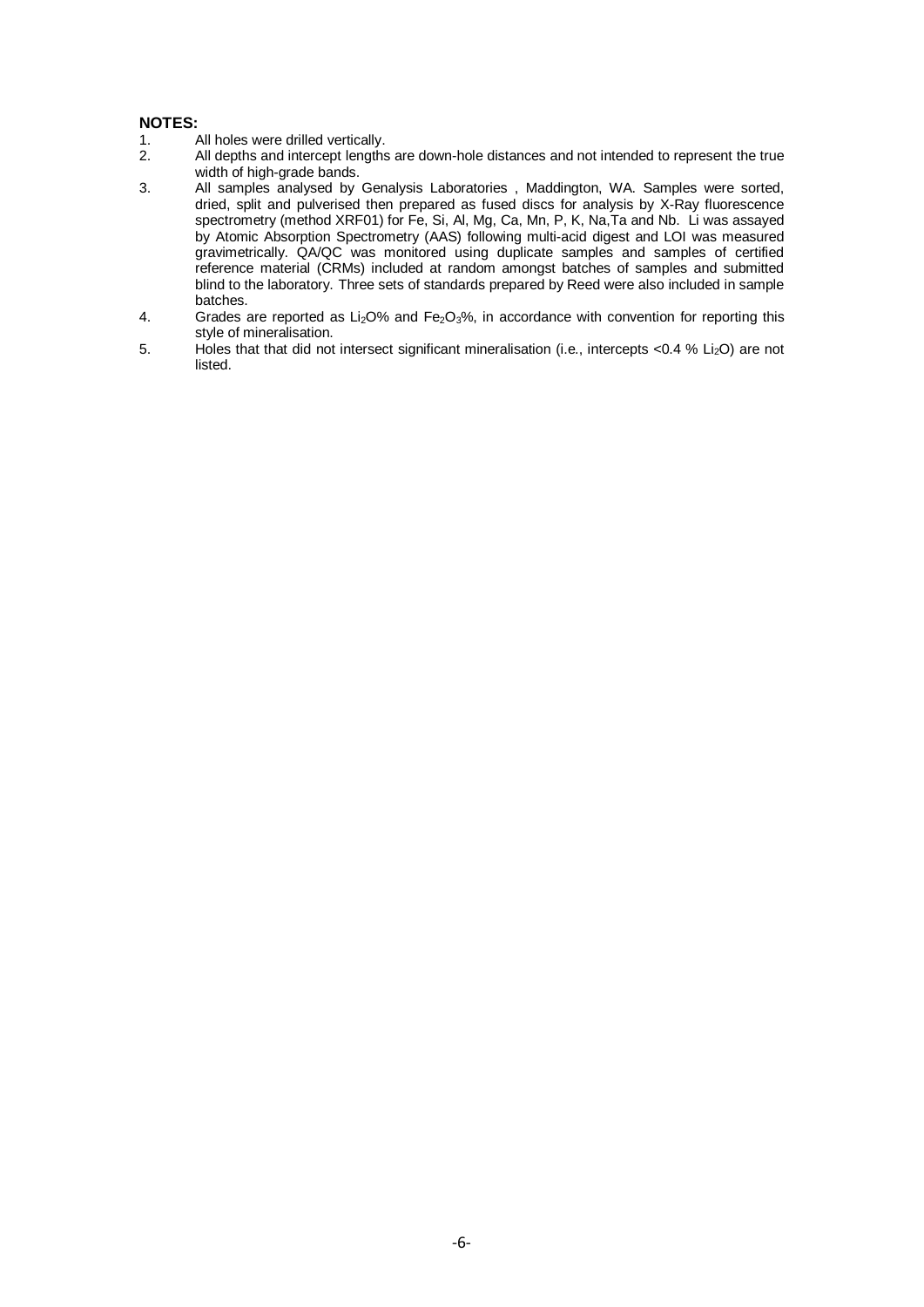**NOTES:**

1. All holes were drilled vertically.
2. All depths and intercept lengths are down-hole distances and not intended to represent the true width of high-grade bands.
3. All samples analysed by Genalysis Laboratories , Maddington, WA. Samples were sorted, dried, split and pulverised then prepared as fused discs for analysis by X-Ray fluorescence spectrometry (method XRF01) for Fe, Si, Al, Mg, Ca, Mn, P, K, Na,Ta and Nb. Li was assayed by Atomic Absorption Spectrometry (AAS) following multi-acid digest and LOI was measured gravimetrically. QA/QC was monitored using duplicate samples and samples of certified reference material (CRMs) included at random amongst batches of samples and submitted blind to the laboratory. Three sets of standards prepared by Reed were also included in sample batches.
4. Grades are reported as $Li_2O$% and $Fe_2O_3$%, in accordance with convention for reporting this style of mineralisation.
5. Holes that that did not intersect significant mineralisation (i.e., intercepts <0.4 % $Li_2O$) are not listed.